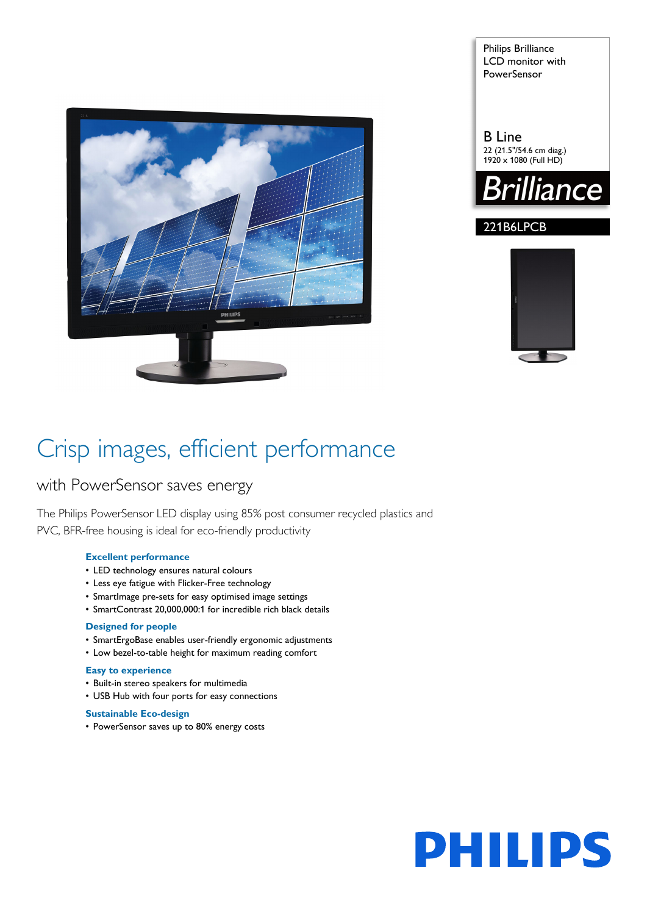Philips Brilliance
LCD monitor with
PowerSensor

B Line
22 (21.5"/54.6 cm diag.)
1920 x 1080 (Full HD)

Brilliance

221B6LPCB

# Crisp images, efficient performance

## with PowerSensor saves energy

The Philips PowerSensor LED display using 85% post consumer recycled plastics and PVC, BFR-free housing is ideal for eco-friendly productivity

**Excellent performance**

- LED technology ensures natural colours
- Less eye fatigue with Flicker-Free technology
- SmartImage pre-sets for easy optimised image settings
- SmartContrast 20,000,000:1 for incredible rich black details

**Designed for people**

- SmartErgoBase enables user-friendly ergonomic adjustments
- Low bezel-to-table height for maximum reading comfort

**Easy to experience**

- Built-in stereo speakers for multimedia
- USB Hub with four ports for easy connections

**Sustainable Eco-design**

- PowerSensor saves up to 80% energy costs

PHILIPS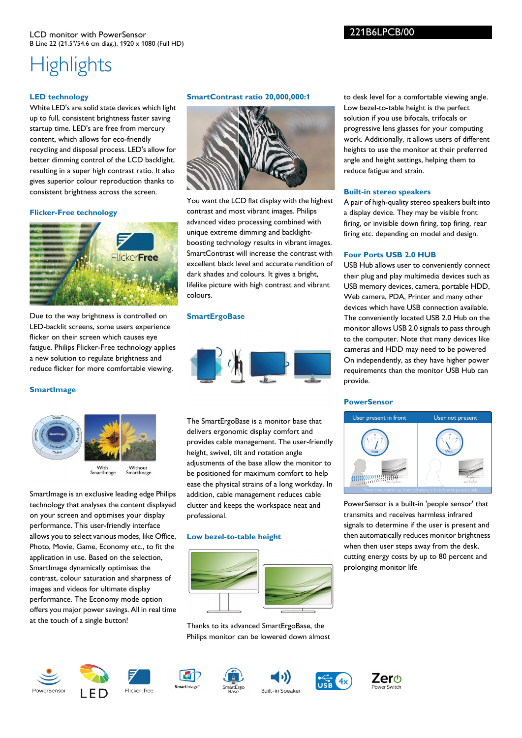LCD monitor with PowerSensor
B Line 22 (21.5"/54.6 cm diag.), 1920 x 1080 (Full HD)

221B6LPCB/00

# Highlights

### LED technology

White LED's are solid state devices which light up to full, consistent brightness faster saving startup time. LED's are free from mercury content, which allows for eco-friendly recycling and disposal process. LED's allow for better dimming control of the LCD backlight, resulting in a super high contrast ratio. It also gives superior colour reproduction thanks to consistent brightness across the screen.

### Flicker-Free technology

Due to the way brightness is controlled on LED-backlit screens, some users experience flicker on their screen which causes eye fatigue. Philips Flicker-Free technology applies a new solution to regulate brightness and reduce flicker for more comfortable viewing.

### SmartImage

SmartImage is an exclusive leading edge Philips technology that analyses the content displayed on your screen and optimises your display performance. This user-friendly interface allows you to select various modes, like Office, Photo, Movie, Game, Economy etc., to fit the application in use. Based on the selection, SmartImage dynamically optimises the contrast, colour saturation and sharpness of images and videos for ultimate display performance. The Economy mode option offers you major power savings. All in real time at the touch of a single button!

### SmartContrast ratio 20,000,000:1

You want the LCD flat display with the highest contrast and most vibrant images. Philips advanced video processing combined with unique extreme dimming and backlight-boosting technology results in vibrant images. SmartContrast will increase the contrast with excellent black level and accurate rendition of dark shades and colours. It gives a bright, lifelike picture with high contrast and vibrant colours.

### SmartErgoBase

The SmartErgoBase is a monitor base that delivers ergonomic display comfort and provides cable management. The user-friendly height, swivel, tilt and rotation angle adjustments of the base allow the monitor to be positioned for maximum comfort to help ease the physical strains of a long workday. In addition, cable management reduces cable clutter and keeps the workspace neat and professional.

### Low bezel-to-table height

Thanks to its advanced SmartErgoBase, the Philips monitor can be lowered down almost to desk level for a comfortable viewing angle. Low bezel-to-table height is the perfect solution if you use bifocals, trifocals or progressive lens glasses for your computing work. Additionally, it allows users of different heights to use the monitor at their preferred angle and height settings, helping them to reduce fatigue and strain.

### Built-in stereo speakers

A pair of high-quality stereo speakers built into a display device. They may be visible front firing, or invisible down firing, top firing, rear firing etc. depending on model and design.

### Four Ports USB 2.0 HUB

USB Hub allows user to conveniently connect their plug and play multimedia devices such as USB memory devices, camera, portable HDD, Web camera, PDA, Printer and many other devices which have USB connection available. The conveniently located USB 2.0 Hub on the monitor allows USB 2.0 signals to pass through to the computer. Note that many devices like cameras and HDD may need to be powered On independently, as they have higher power requirements than the monitor USB Hub can provide.

### PowerSensor

PowerSensor is a built-in 'people sensor' that transmits and receives harmless infrared signals to determine if the user is present and then automatically reduces monitor brightness when then user steps away from the desk, cutting energy costs by up to 80 percent and prolonging monitor life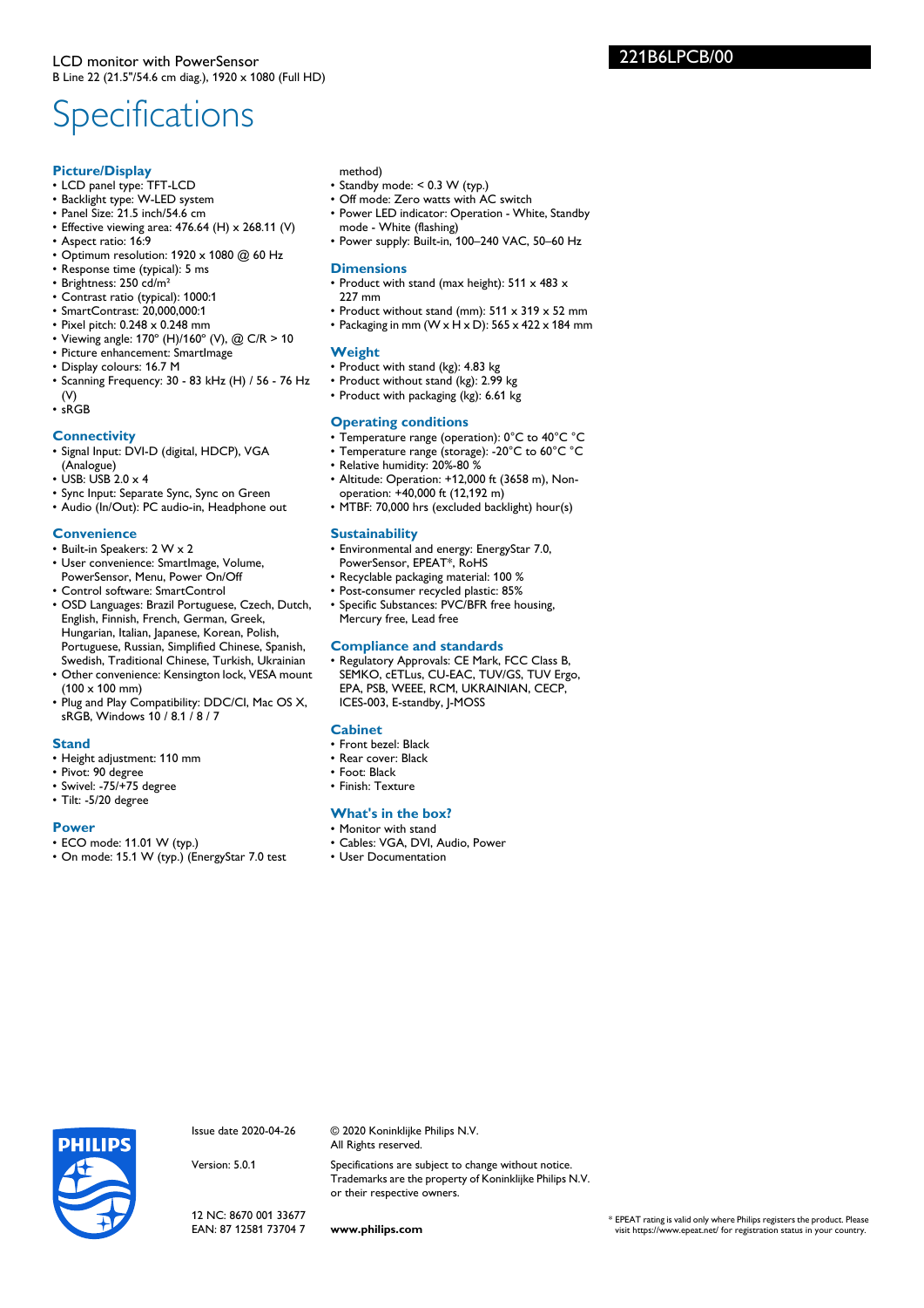221B6LPCB/00

LCD monitor with PowerSensor

B Line 22 (21.5"/54.6 cm diag.), 1920 x 1080 (Full HD)

# Specifications

### Picture/Display

- LCD panel type: TFT-LCD
- Backlight type: W-LED system
- Panel Size: 21.5 inch/54.6 cm
- Effective viewing area: 476.64 (H) x 268.11 (V)
- Aspect ratio: 16:9
- Optimum resolution: 1920 x 1080 @ 60 Hz
- Response time (typical): 5 ms
- Brightness: 250 cd/m²
- Contrast ratio (typical): 1000:1
- SmartContrast: 20,000,000:1
- Pixel pitch: 0.248 x 0.248 mm
- Viewing angle: 170º (H)/160º (V), @ C/R > 10
- Picture enhancement: SmartImage
- Display colours: 16.7 M
- Scanning Frequency: 30 - 83 kHz (H) / 56 - 76 Hz (V)
- sRGB

### Connectivity

- Signal Input: DVI-D (digital, HDCP), VGA (Analogue)
- USB: USB 2.0 x 4
- Sync Input: Separate Sync, Sync on Green
- Audio (In/Out): PC audio-in, Headphone out

### Convenience

- Built-in Speakers: 2 W x 2
- User convenience: SmartImage, Volume, PowerSensor, Menu, Power On/Off
- Control software: SmartControl
- OSD Languages: Brazil Portuguese, Czech, Dutch, English, Finnish, French, German, Greek, Hungarian, Italian, Japanese, Korean, Polish, Portuguese, Russian, Simplified Chinese, Spanish, Swedish, Traditional Chinese, Turkish, Ukrainian
- Other convenience: Kensington lock, VESA mount (100 x 100 mm)
- Plug and Play Compatibility: DDC/CI, Mac OS X, sRGB, Windows 10 / 8.1 / 8 / 7

### Stand

- Height adjustment: 110 mm
- Pivot: 90 degree
- Swivel: -75/+75 degree
- Tilt: -5/20 degree

### Power

- ECO mode: 11.01 W (typ.)
- On mode: 15.1 W (typ.) (EnergyStar 7.0 test method)
- Standby mode: < 0.3 W (typ.)
- Off mode: Zero watts with AC switch
- Power LED indicator: Operation - White, Standby mode - White (flashing)
- Power supply: Built-in, 100–240 VAC, 50–60 Hz

### Dimensions

- Product with stand (max height): 511 x 483 x 227 mm
- Product without stand (mm): 511 x 319 x 52 mm
- Packaging in mm (W x H x D): 565 x 422 x 184 mm

### Weight

- Product with stand (kg): 4.83 kg
- Product without stand (kg): 2.99 kg
- Product with packaging (kg): 6.61 kg

### Operating conditions

- Temperature range (operation): 0°C to 40°C °C
- Temperature range (storage): -20°C to 60°C °C
- Relative humidity: 20%-80 %
- Altitude: Operation: +12,000 ft (3658 m), Non-operation: +40,000 ft (12,192 m)
- MTBF: 70,000 hrs (excluded backlight) hour(s)

### Sustainability

- Environmental and energy: EnergyStar 7.0, PowerSensor, EPEAT*, RoHS
- Recyclable packaging material: 100 %
- Post-consumer recycled plastic: 85%
- Specific Substances: PVC/BFR free housing, Mercury free, Lead free

### Compliance and standards

- Regulatory Approvals: CE Mark, FCC Class B, SEMKO, cETLus, CU-EAC, TUV/GS, TUV Ergo, EPA, PSB, WEEE, RCM, UKRAINIAN, CECP, ICES-003, E-standby, J-MOSS

### Cabinet

- Front bezel: Black
- Rear cover: Black
- Foot: Black
- Finish: Texture

### What's in the box?

- Monitor with stand
- Cables: VGA, DVI, Audio, Power
- User Documentation

Issue date 2020-04-26

Version: 5.0.1

12 NC: 8670 001 33677
EAN: 87 12581 73704 7

© 2020 Koninklijke Philips N.V.
All Rights reserved.

Specifications are subject to change without notice. Trademarks are the property of Koninklijke Philips N.V. or their respective owners.

www.philips.com

\* EPEAT rating is valid only where Philips registers the product. Please visit https://www.epeat.net/ for registration status in your country.